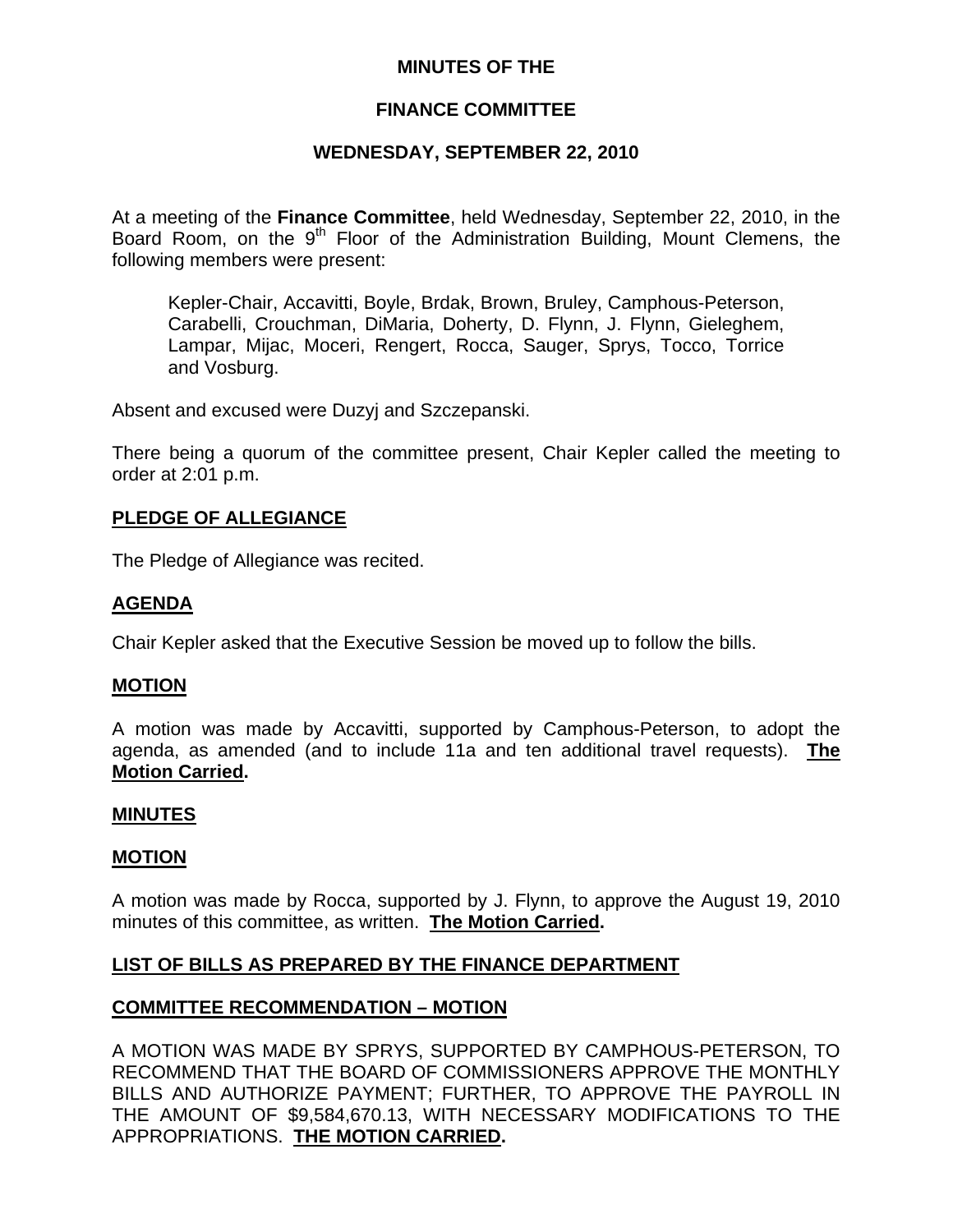**MINUTES OF THE**

**FINANCE COMMITTEE**

**WEDNESDAY, SEPTEMBER 22, 2010**

At a meeting of the **Finance Committee**, held Wednesday, September 22, 2010, in the Board Room, on the 9th Floor of the Administration Building, Mount Clemens, the following members were present:

> Kepler-Chair, Accavitti, Boyle, Brdak, Brown, Bruley, Camphous-Peterson, Carabelli, Crouchman, DiMaria, Doherty, D. Flynn, J. Flynn, Gieleghem, Lampar, Mijac, Moceri, Rengert, Rocca, Sauger, Sprys, Tocco, Torrice and Vosburg.

Absent and excused were Duzyj and Szczepanski.

There being a quorum of the committee present, Chair Kepler called the meeting to order at 2:01 p.m.

**PLEDGE OF ALLEGIANCE**

The Pledge of Allegiance was recited.

**AGENDA**

Chair Kepler asked that the Executive Session be moved up to follow the bills.

**MOTION**

A motion was made by Accavitti, supported by Camphous-Peterson, to adopt the agenda, as amended (and to include 11a and ten additional travel requests). **The Motion Carried.**

**MINUTES**

**MOTION**

A motion was made by Rocca, supported by J. Flynn, to approve the August 19, 2010 minutes of this committee, as written. **The Motion Carried.**

**LIST OF BILLS AS PREPARED BY THE FINANCE DEPARTMENT**

**COMMITTEE RECOMMENDATION – MOTION**

A MOTION WAS MADE BY SPRYS, SUPPORTED BY CAMPHOUS-PETERSON, TO RECOMMEND THAT THE BOARD OF COMMISSIONERS APPROVE THE MONTHLY BILLS AND AUTHORIZE PAYMENT; FURTHER, TO APPROVE THE PAYROLL IN THE AMOUNT OF $9,584,670.13, WITH NECESSARY MODIFICATIONS TO THE APPROPRIATIONS. **THE MOTION CARRIED.**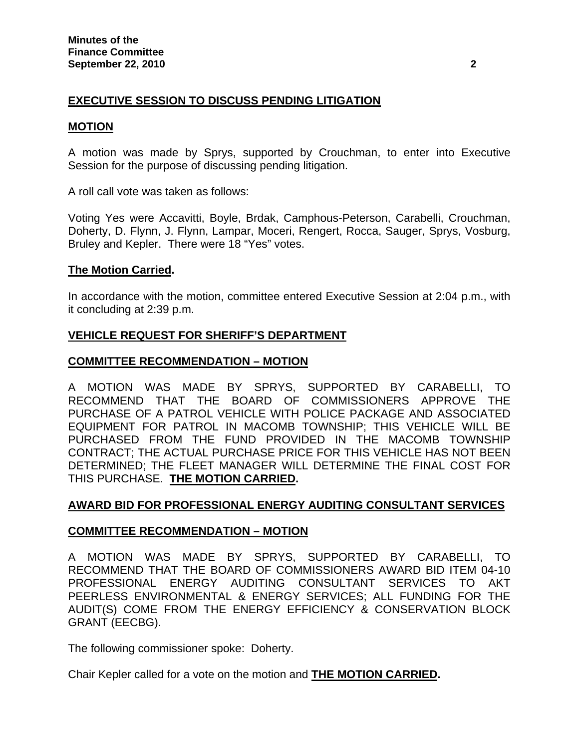## EXECUTIVE SESSION TO DISCUSS PENDING LITIGATION

### MOTION

A motion was made by Sprys, supported by Crouchman, to enter into Executive Session for the purpose of discussing pending litigation.

A roll call vote was taken as follows:

Voting Yes were Accavitti, Boyle, Brdak, Camphous-Peterson, Carabelli, Crouchman, Doherty, D. Flynn, J. Flynn, Lampar, Moceri, Rengert, Rocca, Sauger, Sprys, Vosburg, Bruley and Kepler. There were 18 "Yes" votes.

**The Motion Carried.**

In accordance with the motion, committee entered Executive Session at 2:04 p.m., with it concluding at 2:39 p.m.

## VEHICLE REQUEST FOR SHERIFF'S DEPARTMENT

### COMMITTEE RECOMMENDATION – MOTION

A MOTION WAS MADE BY SPRYS, SUPPORTED BY CARABELLI, TO RECOMMEND THAT THE BOARD OF COMMISSIONERS APPROVE THE PURCHASE OF A PATROL VEHICLE WITH POLICE PACKAGE AND ASSOCIATED EQUIPMENT FOR PATROL IN MACOMB TOWNSHIP; THIS VEHICLE WILL BE PURCHASED FROM THE FUND PROVIDED IN THE MACOMB TOWNSHIP CONTRACT; THE ACTUAL PURCHASE PRICE FOR THIS VEHICLE HAS NOT BEEN DETERMINED; THE FLEET MANAGER WILL DETERMINE THE FINAL COST FOR THIS PURCHASE. **THE MOTION CARRIED.**

## AWARD BID FOR PROFESSIONAL ENERGY AUDITING CONSULTANT SERVICES

### COMMITTEE RECOMMENDATION – MOTION

A MOTION WAS MADE BY SPRYS, SUPPORTED BY CARABELLI, TO RECOMMEND THAT THE BOARD OF COMMISSIONERS AWARD BID ITEM 04-10 PROFESSIONAL ENERGY AUDITING CONSULTANT SERVICES TO AKT PEERLESS ENVIRONMENTAL & ENERGY SERVICES; ALL FUNDING FOR THE AUDIT(S) COME FROM THE ENERGY EFFICIENCY & CONSERVATION BLOCK GRANT (EECBG).

The following commissioner spoke: Doherty.

Chair Kepler called for a vote on the motion and **THE MOTION CARRIED.**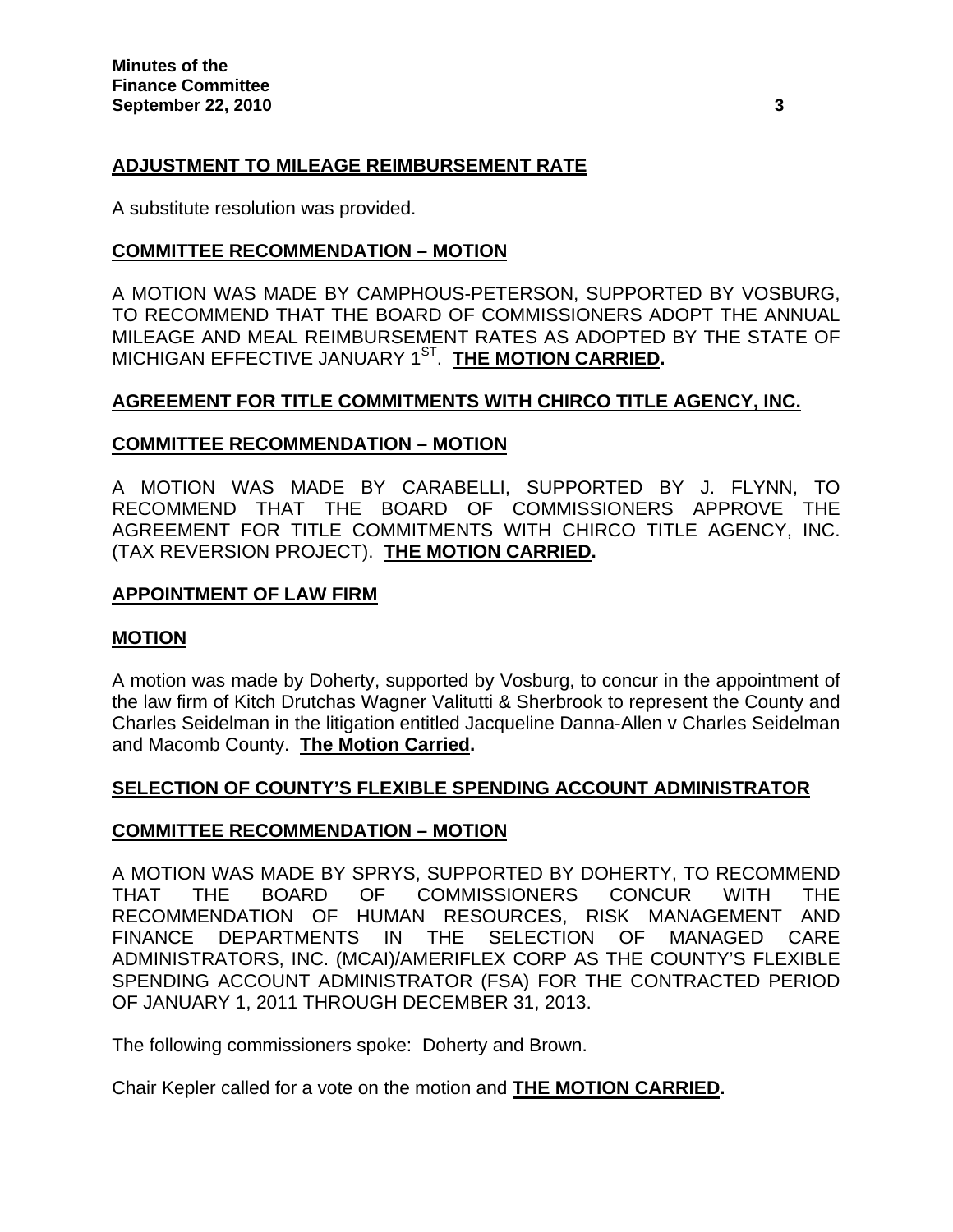## ADJUSTMENT TO MILEAGE REIMBURSEMENT RATE

A substitute resolution was provided.

### COMMITTEE RECOMMENDATION – MOTION

A MOTION WAS MADE BY CAMPHOUS-PETERSON, SUPPORTED BY VOSBURG, TO RECOMMEND THAT THE BOARD OF COMMISSIONERS ADOPT THE ANNUAL MILEAGE AND MEAL REIMBURSEMENT RATES AS ADOPTED BY THE STATE OF MICHIGAN EFFECTIVE JANUARY 1ST. **THE MOTION CARRIED.**

## AGREEMENT FOR TITLE COMMITMENTS WITH CHIRCO TITLE AGENCY, INC.

### COMMITTEE RECOMMENDATION – MOTION

A MOTION WAS MADE BY CARABELLI, SUPPORTED BY J. FLYNN, TO RECOMMEND THAT THE BOARD OF COMMISSIONERS APPROVE THE AGREEMENT FOR TITLE COMMITMENTS WITH CHIRCO TITLE AGENCY, INC. (TAX REVERSION PROJECT). **THE MOTION CARRIED.**

## APPOINTMENT OF LAW FIRM

### MOTION

A motion was made by Doherty, supported by Vosburg, to concur in the appointment of the law firm of Kitch Drutchas Wagner Valitutti & Sherbrook to represent the County and Charles Seidelman in the litigation entitled Jacqueline Danna-Allen v Charles Seidelman and Macomb County. **The Motion Carried.**

## SELECTION OF COUNTY'S FLEXIBLE SPENDING ACCOUNT ADMINISTRATOR

### COMMITTEE RECOMMENDATION – MOTION

A MOTION WAS MADE BY SPRYS, SUPPORTED BY DOHERTY, TO RECOMMEND THAT THE BOARD OF COMMISSIONERS CONCUR WITH THE RECOMMENDATION OF HUMAN RESOURCES, RISK MANAGEMENT AND FINANCE DEPARTMENTS IN THE SELECTION OF MANAGED CARE ADMINISTRATORS, INC. (MCAI)/AMERIFLEX CORP AS THE COUNTY'S FLEXIBLE SPENDING ACCOUNT ADMINISTRATOR (FSA) FOR THE CONTRACTED PERIOD OF JANUARY 1, 2011 THROUGH DECEMBER 31, 2013.

The following commissioners spoke: Doherty and Brown.

Chair Kepler called for a vote on the motion and **THE MOTION CARRIED.**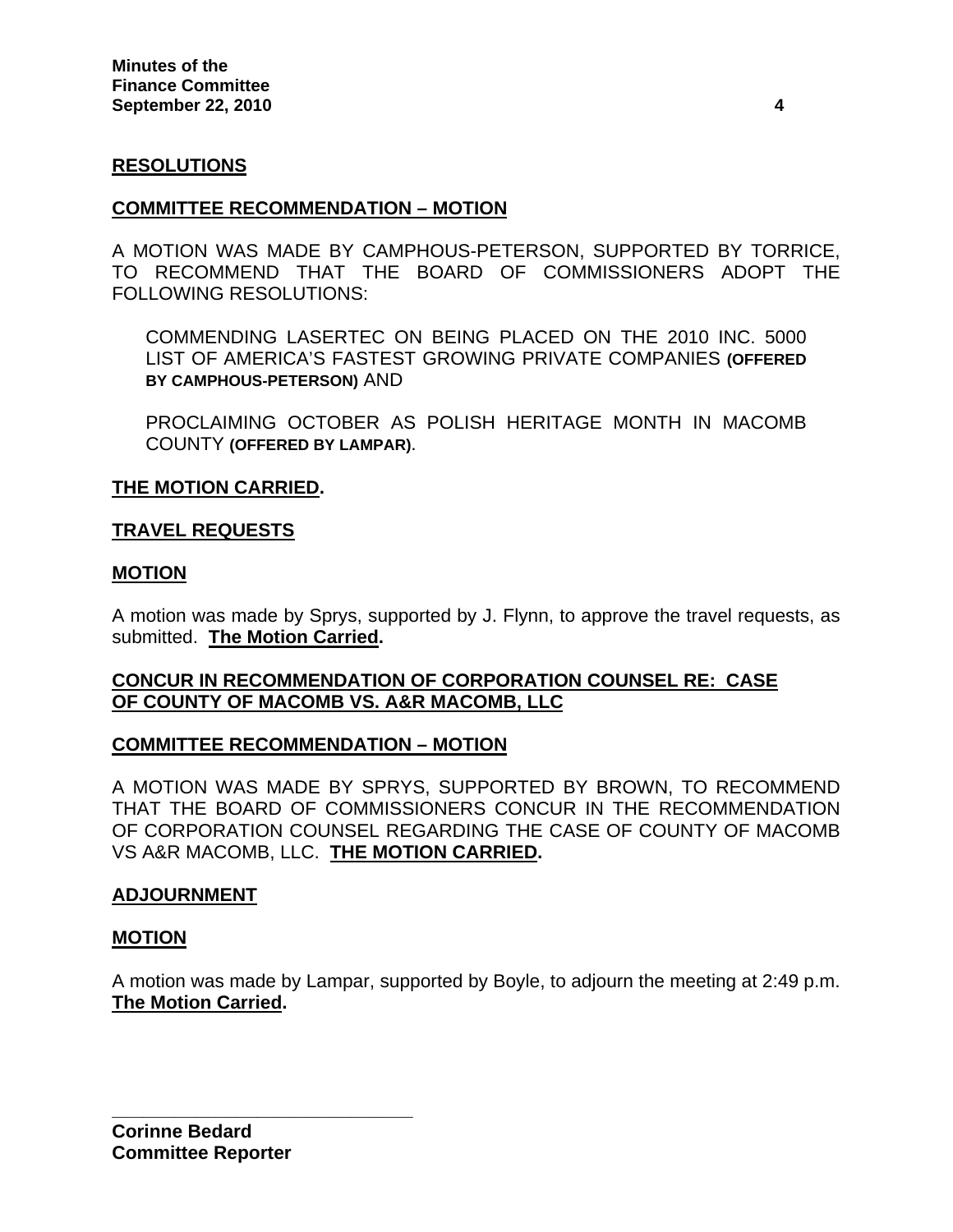## RESOLUTIONS

### COMMITTEE RECOMMENDATION – MOTION

A MOTION WAS MADE BY CAMPHOUS-PETERSON, SUPPORTED BY TORRICE, TO RECOMMEND THAT THE BOARD OF COMMISSIONERS ADOPT THE FOLLOWING RESOLUTIONS:

COMMENDING LASERTEC ON BEING PLACED ON THE 2010 INC. 5000 LIST OF AMERICA'S FASTEST GROWING PRIVATE COMPANIES **(OFFERED BY CAMPHOUS-PETERSON)** AND

PROCLAIMING OCTOBER AS POLISH HERITAGE MONTH IN MACOMB COUNTY **(OFFERED BY LAMPAR)**.

**THE MOTION CARRIED.**

## TRAVEL REQUESTS

### MOTION

A motion was made by Sprys, supported by J. Flynn, to approve the travel requests, as submitted. **The Motion Carried.**

## CONCUR IN RECOMMENDATION OF CORPORATION COUNSEL RE: CASE OF COUNTY OF MACOMB VS. A&R MACOMB, LLC

### COMMITTEE RECOMMENDATION – MOTION

A MOTION WAS MADE BY SPRYS, SUPPORTED BY BROWN, TO RECOMMEND THAT THE BOARD OF COMMISSIONERS CONCUR IN THE RECOMMENDATION OF CORPORATION COUNSEL REGARDING THE CASE OF COUNTY OF MACOMB VS A&R MACOMB, LLC. **THE MOTION CARRIED.**

## ADJOURNMENT

### MOTION

A motion was made by Lampar, supported by Boyle, to adjourn the meeting at 2:49 p.m. **The Motion Carried.**

\_\_\_\_\_\_\_\_\_\_\_\_\_\_\_\_\_\_\_\_\_\_\_\_\_\_\_\_\_\_

**Corinne Bedard**
**Committee Reporter**